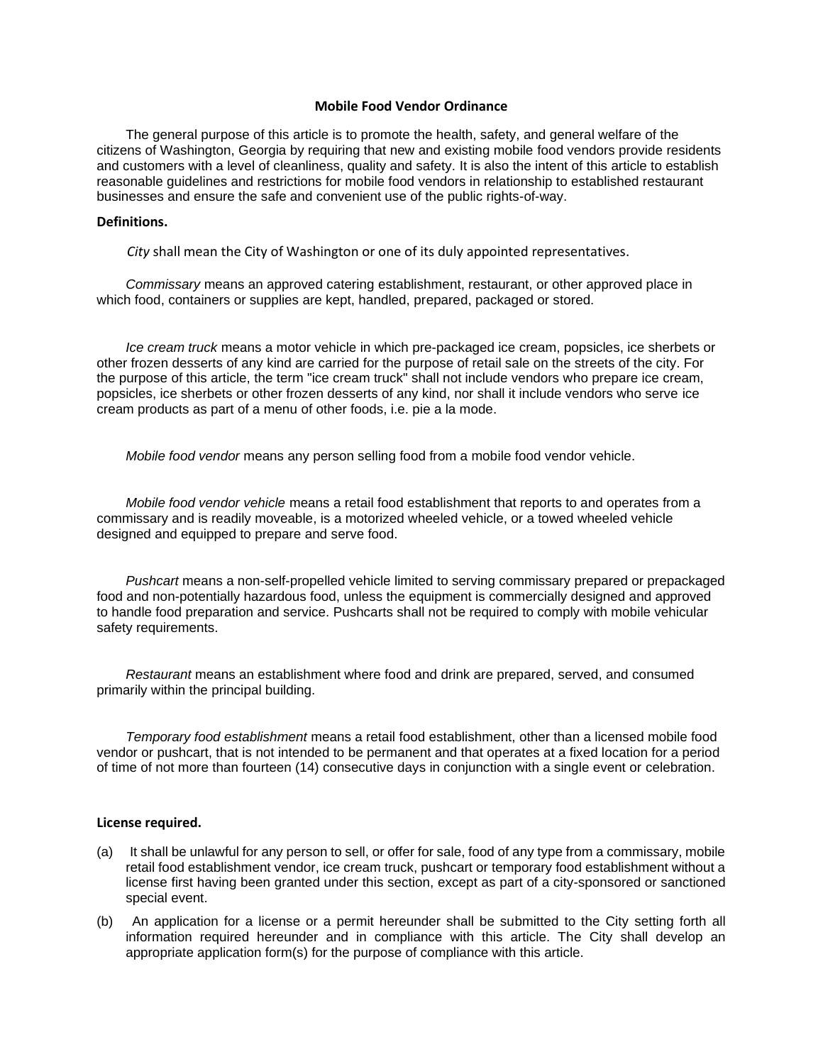# Mobile Food Vendor Ordinance

The general purpose of this article is to promote the health, safety, and general welfare of the citizens of Washington, Georgia by requiring that new and existing mobile food vendors provide residents and customers with a level of cleanliness, quality and safety. It is also the intent of this article to establish reasonable guidelines and restrictions for mobile food vendors in relationship to established restaurant businesses and ensure the safe and convenient use of the public rights-of-way.

## Definitions.

*City* shall mean the City of Washington or one of its duly appointed representatives.

*Commissary* means an approved catering establishment, restaurant, or other approved place in which food, containers or supplies are kept, handled, prepared, packaged or stored.

*Ice cream truck* means a motor vehicle in which pre-packaged ice cream, popsicles, ice sherbets or other frozen desserts of any kind are carried for the purpose of retail sale on the streets of the city. For the purpose of this article, the term "ice cream truck" shall not include vendors who prepare ice cream, popsicles, ice sherbets or other frozen desserts of any kind, nor shall it include vendors who serve ice cream products as part of a menu of other foods, i.e. pie a la mode.

*Mobile food vendor* means any person selling food from a mobile food vendor vehicle.

*Mobile food vendor vehicle* means a retail food establishment that reports to and operates from a commissary and is readily moveable, is a motorized wheeled vehicle, or a towed wheeled vehicle designed and equipped to prepare and serve food.

*Pushcart* means a non-self-propelled vehicle limited to serving commissary prepared or prepackaged food and non-potentially hazardous food, unless the equipment is commercially designed and approved to handle food preparation and service. Pushcarts shall not be required to comply with mobile vehicular safety requirements.

*Restaurant* means an establishment where food and drink are prepared, served, and consumed primarily within the principal building.

*Temporary food establishment* means a retail food establishment, other than a licensed mobile food vendor or pushcart, that is not intended to be permanent and that operates at a fixed location for a period of time of not more than fourteen (14) consecutive days in conjunction with a single event or celebration.

## License required.

(a) It shall be unlawful for any person to sell, or offer for sale, food of any type from a commissary, mobile retail food establishment vendor, ice cream truck, pushcart or temporary food establishment without a license first having been granted under this section, except as part of a city-sponsored or sanctioned special event.

(b) An application for a license or a permit hereunder shall be submitted to the City setting forth all information required hereunder and in compliance with this article. The City shall develop an appropriate application form(s) for the purpose of compliance with this article.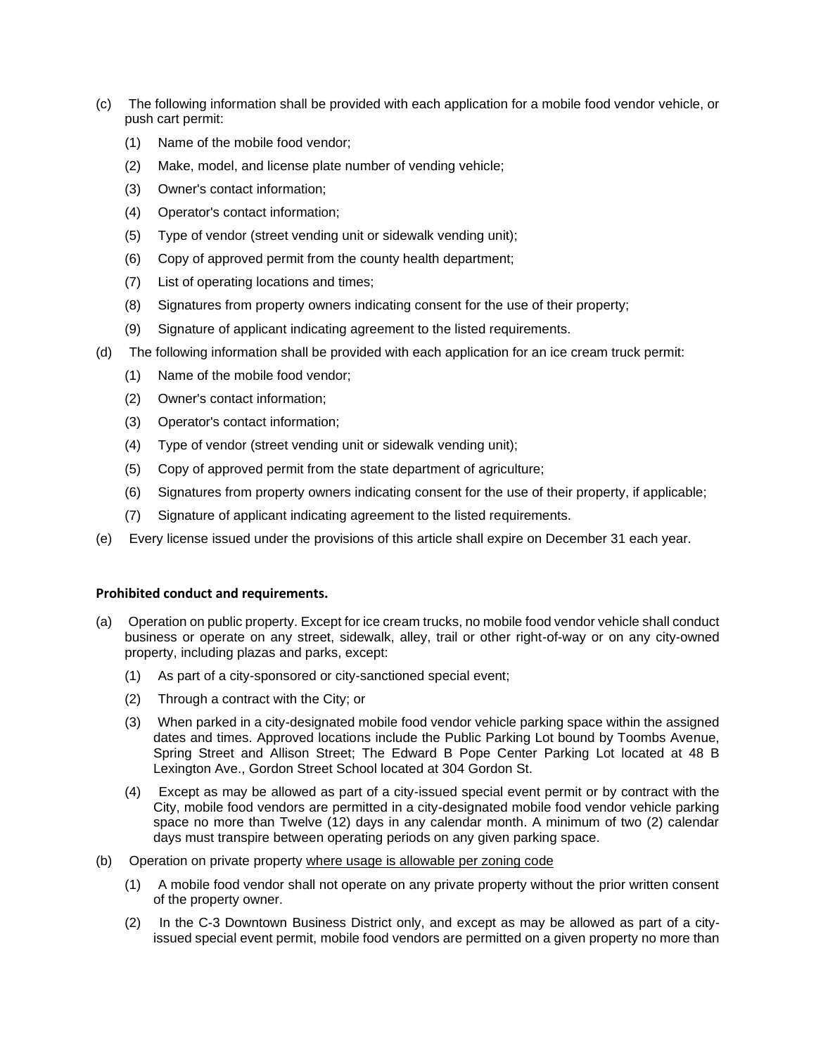(c) The following information shall be provided with each application for a mobile food vendor vehicle, or push cart permit:

(1) Name of the mobile food vendor;

(2) Make, model, and license plate number of vending vehicle;

(3) Owner's contact information;

(4) Operator's contact information;

(5) Type of vendor (street vending unit or sidewalk vending unit);

(6) Copy of approved permit from the county health department;

(7) List of operating locations and times;

(8) Signatures from property owners indicating consent for the use of their property;

(9) Signature of applicant indicating agreement to the listed requirements.

(d) The following information shall be provided with each application for an ice cream truck permit:

(1) Name of the mobile food vendor;

(2) Owner's contact information;

(3) Operator's contact information;

(4) Type of vendor (street vending unit or sidewalk vending unit);

(5) Copy of approved permit from the state department of agriculture;

(6) Signatures from property owners indicating consent for the use of their property, if applicable;

(7) Signature of applicant indicating agreement to the listed requirements.

(e) Every license issued under the provisions of this article shall expire on December 31 each year.

**Prohibited conduct and requirements.**

(a) Operation on public property. Except for ice cream trucks, no mobile food vendor vehicle shall conduct business or operate on any street, sidewalk, alley, trail or other right-of-way or on any city-owned property, including plazas and parks, except:

(1) As part of a city-sponsored or city-sanctioned special event;

(2) Through a contract with the City; or

(3) When parked in a city-designated mobile food vendor vehicle parking space within the assigned dates and times. Approved locations include the Public Parking Lot bound by Toombs Avenue, Spring Street and Allison Street; The Edward B Pope Center Parking Lot located at 48 B Lexington Ave., Gordon Street School located at 304 Gordon St.

(4) Except as may be allowed as part of a city-issued special event permit or by contract with the City, mobile food vendors are permitted in a city-designated mobile food vendor vehicle parking space no more than Twelve (12) days in any calendar month. A minimum of two (2) calendar days must transpire between operating periods on any given parking space.

(b) Operation on private property <u>where usage is allowable per zoning code</u>

(1) A mobile food vendor shall not operate on any private property without the prior written consent of the property owner.

(2) In the C-3 Downtown Business District only, and except as may be allowed as part of a city-issued special event permit, mobile food vendors are permitted on a given property no more than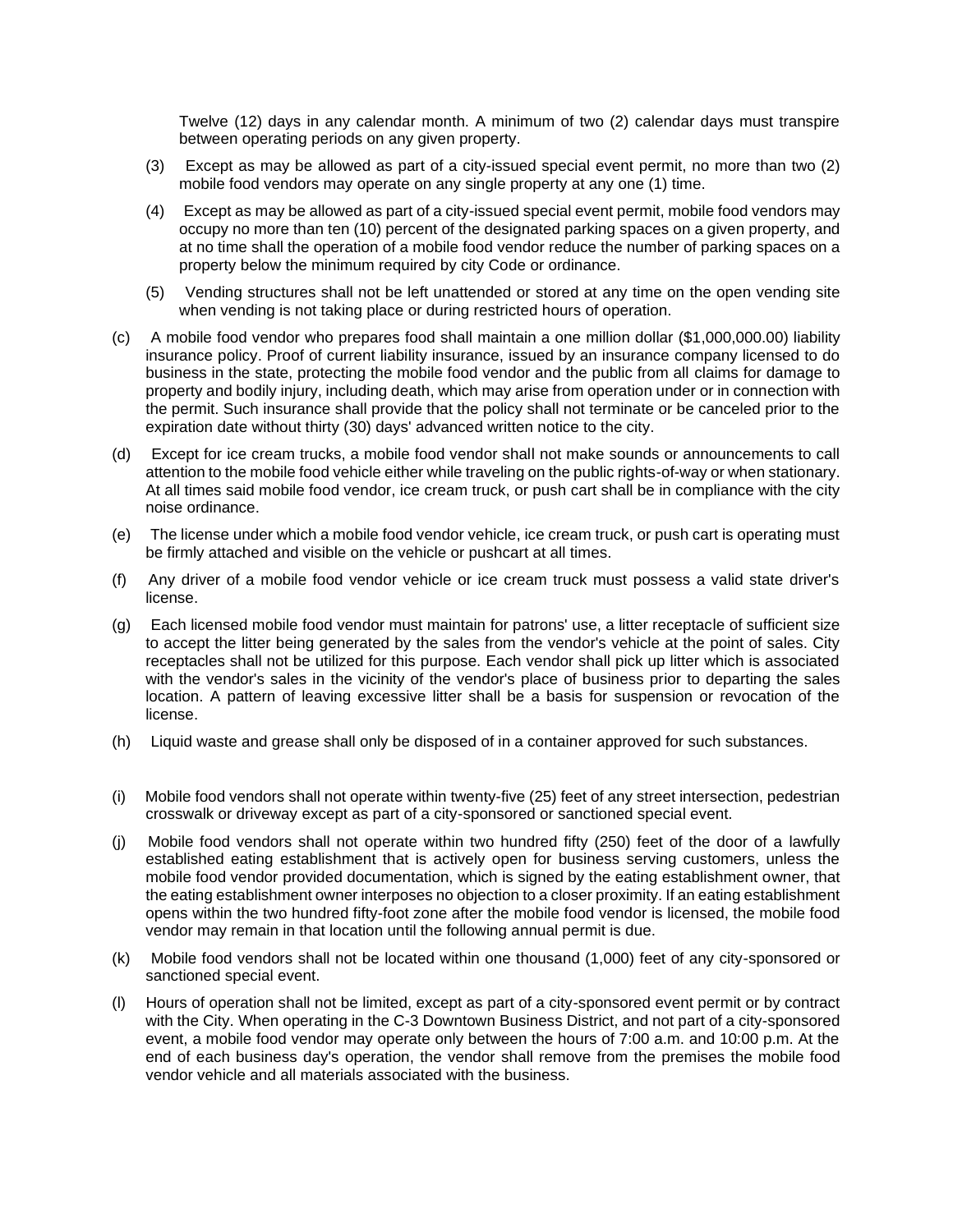Twelve (12) days in any calendar month. A minimum of two (2) calendar days must transpire between operating periods on any given property.

(3) Except as may be allowed as part of a city-issued special event permit, no more than two (2) mobile food vendors may operate on any single property at any one (1) time.

(4) Except as may be allowed as part of a city-issued special event permit, mobile food vendors may occupy no more than ten (10) percent of the designated parking spaces on a given property, and at no time shall the operation of a mobile food vendor reduce the number of parking spaces on a property below the minimum required by city Code or ordinance.

(5) Vending structures shall not be left unattended or stored at any time on the open vending site when vending is not taking place or during restricted hours of operation.

(c) A mobile food vendor who prepares food shall maintain a one million dollar ($1,000,000.00) liability insurance policy. Proof of current liability insurance, issued by an insurance company licensed to do business in the state, protecting the mobile food vendor and the public from all claims for damage to property and bodily injury, including death, which may arise from operation under or in connection with the permit. Such insurance shall provide that the policy shall not terminate or be canceled prior to the expiration date without thirty (30) days' advanced written notice to the city.

(d) Except for ice cream trucks, a mobile food vendor shall not make sounds or announcements to call attention to the mobile food vehicle either while traveling on the public rights-of-way or when stationary. At all times said mobile food vendor, ice cream truck, or push cart shall be in compliance with the city noise ordinance.

(e) The license under which a mobile food vendor vehicle, ice cream truck, or push cart is operating must be firmly attached and visible on the vehicle or pushcart at all times.

(f) Any driver of a mobile food vendor vehicle or ice cream truck must possess a valid state driver's license.

(g) Each licensed mobile food vendor must maintain for patrons' use, a litter receptacle of sufficient size to accept the litter being generated by the sales from the vendor's vehicle at the point of sales. City receptacles shall not be utilized for this purpose. Each vendor shall pick up litter which is associated with the vendor's sales in the vicinity of the vendor's place of business prior to departing the sales location. A pattern of leaving excessive litter shall be a basis for suspension or revocation of the license.

(h) Liquid waste and grease shall only be disposed of in a container approved for such substances.

(i) Mobile food vendors shall not operate within twenty-five (25) feet of any street intersection, pedestrian crosswalk or driveway except as part of a city-sponsored or sanctioned special event.

(j) Mobile food vendors shall not operate within two hundred fifty (250) feet of the door of a lawfully established eating establishment that is actively open for business serving customers, unless the mobile food vendor provided documentation, which is signed by the eating establishment owner, that the eating establishment owner interposes no objection to a closer proximity. If an eating establishment opens within the two hundred fifty-foot zone after the mobile food vendor is licensed, the mobile food vendor may remain in that location until the following annual permit is due.

(k) Mobile food vendors shall not be located within one thousand (1,000) feet of any city-sponsored or sanctioned special event.

(l) Hours of operation shall not be limited, except as part of a city-sponsored event permit or by contract with the City. When operating in the C-3 Downtown Business District, and not part of a city-sponsored event, a mobile food vendor may operate only between the hours of 7:00 a.m. and 10:00 p.m. At the end of each business day's operation, the vendor shall remove from the premises the mobile food vendor vehicle and all materials associated with the business.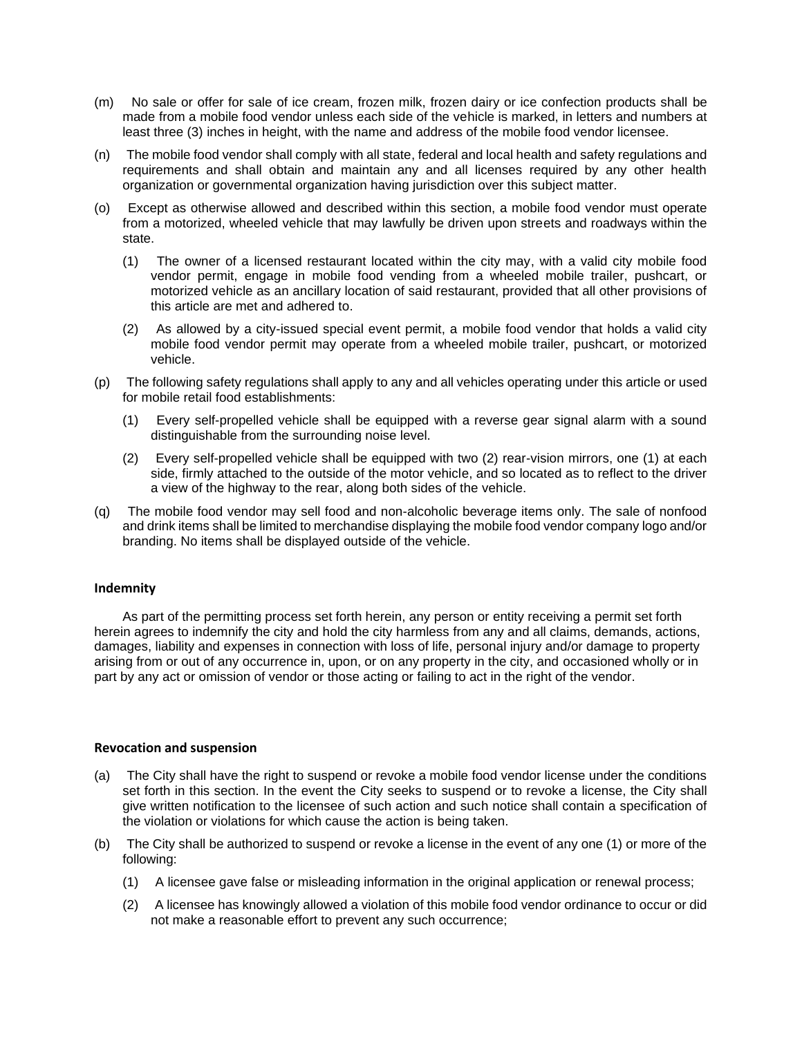(m) No sale or offer for sale of ice cream, frozen milk, frozen dairy or ice confection products shall be made from a mobile food vendor unless each side of the vehicle is marked, in letters and numbers at least three (3) inches in height, with the name and address of the mobile food vendor licensee.

(n) The mobile food vendor shall comply with all state, federal and local health and safety regulations and requirements and shall obtain and maintain any and all licenses required by any other health organization or governmental organization having jurisdiction over this subject matter.

(o) Except as otherwise allowed and described within this section, a mobile food vendor must operate from a motorized, wheeled vehicle that may lawfully be driven upon streets and roadways within the state.

   (1) The owner of a licensed restaurant located within the city may, with a valid city mobile food vendor permit, engage in mobile food vending from a wheeled mobile trailer, pushcart, or motorized vehicle as an ancillary location of said restaurant, provided that all other provisions of this article are met and adhered to.

   (2) As allowed by a city-issued special event permit, a mobile food vendor that holds a valid city mobile food vendor permit may operate from a wheeled mobile trailer, pushcart, or motorized vehicle.

(p) The following safety regulations shall apply to any and all vehicles operating under this article or used for mobile retail food establishments:

   (1) Every self-propelled vehicle shall be equipped with a reverse gear signal alarm with a sound distinguishable from the surrounding noise level.

   (2) Every self-propelled vehicle shall be equipped with two (2) rear-vision mirrors, one (1) at each side, firmly attached to the outside of the motor vehicle, and so located as to reflect to the driver a view of the highway to the rear, along both sides of the vehicle.

(q) The mobile food vendor may sell food and non-alcoholic beverage items only. The sale of nonfood and drink items shall be limited to merchandise displaying the mobile food vendor company logo and/or branding. No items shall be displayed outside of the vehicle.

**Indemnity**

As part of the permitting process set forth herein, any person or entity receiving a permit set forth herein agrees to indemnify the city and hold the city harmless from any and all claims, demands, actions, damages, liability and expenses in connection with loss of life, personal injury and/or damage to property arising from or out of any occurrence in, upon, or on any property in the city, and occasioned wholly or in part by any act or omission of vendor or those acting or failing to act in the right of the vendor.

**Revocation and suspension**

(a) The City shall have the right to suspend or revoke a mobile food vendor license under the conditions set forth in this section. In the event the City seeks to suspend or to revoke a license, the City shall give written notification to the licensee of such action and such notice shall contain a specification of the violation or violations for which cause the action is being taken.

(b) The City shall be authorized to suspend or revoke a license in the event of any one (1) or more of the following:

   (1) A licensee gave false or misleading information in the original application or renewal process;

   (2) A licensee has knowingly allowed a violation of this mobile food vendor ordinance to occur or did not make a reasonable effort to prevent any such occurrence;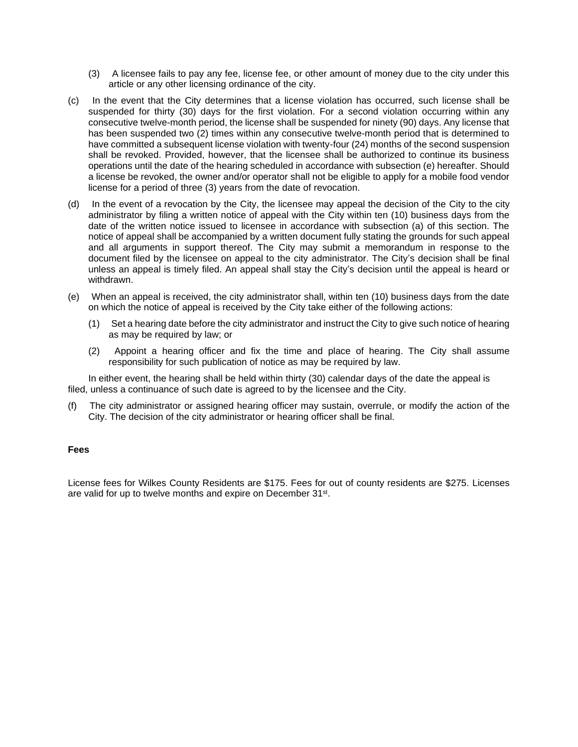(3) A licensee fails to pay any fee, license fee, or other amount of money due to the city under this article or any other licensing ordinance of the city.

(c) In the event that the City determines that a license violation has occurred, such license shall be suspended for thirty (30) days for the first violation. For a second violation occurring within any consecutive twelve-month period, the license shall be suspended for ninety (90) days. Any license that has been suspended two (2) times within any consecutive twelve-month period that is determined to have committed a subsequent license violation with twenty-four (24) months of the second suspension shall be revoked. Provided, however, that the licensee shall be authorized to continue its business operations until the date of the hearing scheduled in accordance with subsection (e) hereafter. Should a license be revoked, the owner and/or operator shall not be eligible to apply for a mobile food vendor license for a period of three (3) years from the date of revocation.

(d) In the event of a revocation by the City, the licensee may appeal the decision of the City to the city administrator by filing a written notice of appeal with the City within ten (10) business days from the date of the written notice issued to licensee in accordance with subsection (a) of this section. The notice of appeal shall be accompanied by a written document fully stating the grounds for such appeal and all arguments in support thereof. The City may submit a memorandum in response to the document filed by the licensee on appeal to the city administrator. The City's decision shall be final unless an appeal is timely filed. An appeal shall stay the City's decision until the appeal is heard or withdrawn.

(e) When an appeal is received, the city administrator shall, within ten (10) business days from the date on which the notice of appeal is received by the City take either of the following actions:

(1) Set a hearing date before the city administrator and instruct the City to give such notice of hearing as may be required by law; or

(2) Appoint a hearing officer and fix the time and place of hearing. The City shall assume responsibility for such publication of notice as may be required by law.

In either event, the hearing shall be held within thirty (30) calendar days of the date the appeal is filed, unless a continuance of such date is agreed to by the licensee and the City.

(f) The city administrator or assigned hearing officer may sustain, overrule, or modify the action of the City. The decision of the city administrator or hearing officer shall be final.

**Fees**

License fees for Wilkes County Residents are \$175. Fees for out of county residents are \$275. Licenses are valid for up to twelve months and expire on December 31st.